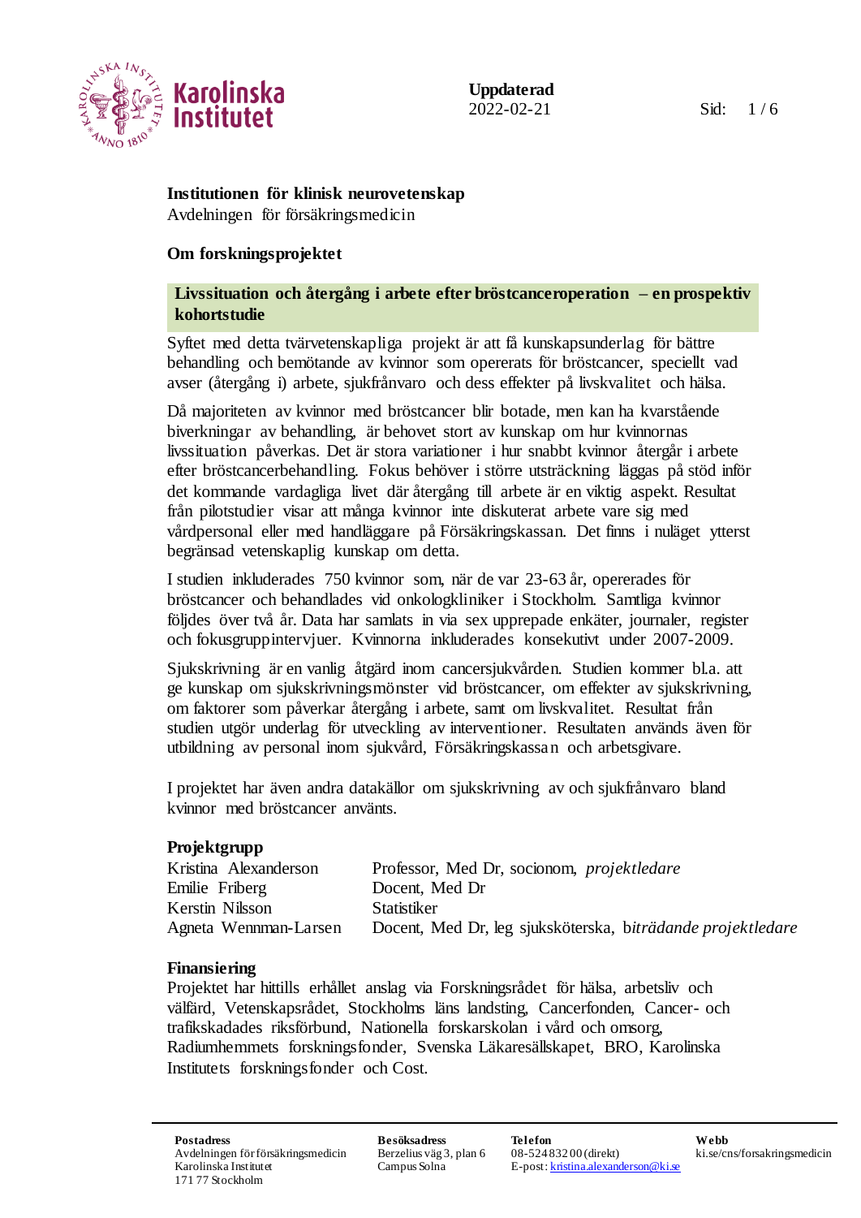Karolinska Institutet

**Uppdaterad**
2022-02-21

**Institutionen för klinisk neurovetenskap**
Avdelningen för försäkringsmedicin

## Om forskningsprojektet

### Livssituation och återgång i arbete efter bröstcanceroperation – en prospektiv kohortstudie

Syftet med detta tvärvetenskapliga projekt är att få kunskapsunderlag för bättre behandling och bemötande av kvinnor som opererats för bröstcancer, speciellt vad avser (återgång i) arbete, sjukfrånvaro och dess effekter på livskvalitet och hälsa.

Då majoriteten av kvinnor med bröstcancer blir botade, men kan ha kvarstående biverkningar av behandling, är behovet stort av kunskap om hur kvinnornas livssituation påverkas. Det är stora variationer i hur snabbt kvinnor återgår i arbete efter bröstcancerbehandling. Fokus behöver i större utsträckning läggas på stöd inför det kommande vardagliga livet där återgång till arbete är en viktig aspekt. Resultat från pilotstudier visar att många kvinnor inte diskuterat arbete vare sig med vårdpersonal eller med handläggare på Försäkringskassan. Det finns i nuläget ytterst begränsad vetenskaplig kunskap om detta.

I studien inkluderades 750 kvinnor som, när de var 23-63 år, opererades för bröstcancer och behandlades vid onkologkliniker i Stockholm. Samtliga kvinnor följdes över två år. Data har samlats in via sex upprepade enkäter, journaler, register och fokusgruppintervjuer. Kvinnorna inkluderades konsekutivt under 2007-2009.

Sjukskrivning är en vanlig åtgärd inom cancersjukvården. Studien kommer bl.a. att ge kunskap om sjukskrivningsmönster vid bröstcancer, om effekter av sjukskrivning, om faktorer som påverkar återgång i arbete, samt om livskvalitet. Resultat från studien utgör underlag för utveckling av interventioner. Resultaten används även för utbildning av personal inom sjukvård, Försäkringskassan och arbetsgivare.

I projektet har även andra datakällor om sjukskrivning av och sjukfrånvaro bland kvinnor med bröstcancer använts.

#### Projektgrupp

| | |
|---|---|
| Kristina Alexanderson | Professor, Med Dr, socionom, *projektledare* |
| Emilie Friberg | Docent, Med Dr |
| Kerstin Nilsson | Statistiker |
| Agneta Wennman-Larsen | Docent, Med Dr, leg sjuksköterska, b*iträdande projektledare* |

#### Finansiering

Projektet har hittills erhållet anslag via Forskningsrådet för hälsa, arbetsliv och välfärd, Vetenskapsrådet, Stockholms läns landsting, Cancerfonden, Cancer- och trafikskadades riksförbund, Nationella forskarskolan i vård och omsorg, Radiumhemmets forskningsfonder, Svenska Läkaresällskapet, BRO, Karolinska Institutets forskningsfonder och Cost.

**Postadress**
Avdelningen för försäkringsmedicin
Karolinska Institutet
171 77 Stockholm

**Besöksadress**
Berzelius väg 3, plan 6
Campus Solna

**Telefon**
08-524 832 00 (direkt)
E-post: kristina.alexanderson@ki.se

**Webb**
ki.se/cns/forsakringsmedicin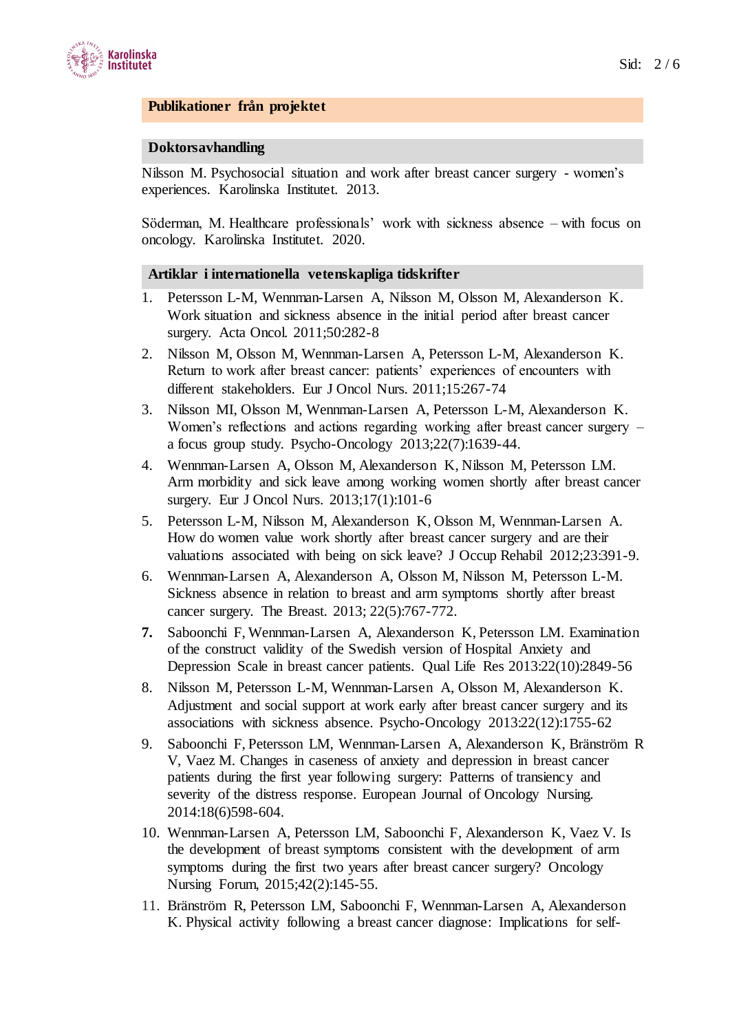## Publikationer från projektet

### Doktorsavhandling

Nilsson M. Psychosocial situation and work after breast cancer surgery - women's experiences. Karolinska Institutet. 2013.

Söderman, M. Healthcare professionals' work with sickness absence – with focus on oncology. Karolinska Institutet. 2020.

### Artiklar i internationella vetenskapliga tidskrifter

1. Petersson L-M, Wennman-Larsen A, Nilsson M, Olsson M, Alexanderson K. Work situation and sickness absence in the initial period after breast cancer surgery. Acta Oncol. 2011;50:282-8
2. Nilsson M, Olsson M, Wennman-Larsen A, Petersson L-M, Alexanderson K. Return to work after breast cancer: patients' experiences of encounters with different stakeholders. Eur J Oncol Nurs. 2011;15:267-74
3. Nilsson MI, Olsson M, Wennman-Larsen A, Petersson L-M, Alexanderson K. Women's reflections and actions regarding working after breast cancer surgery – a focus group study. Psycho-Oncology 2013;22(7):1639-44.
4. Wennman-Larsen A, Olsson M, Alexanderson K, Nilsson M, Petersson LM. Arm morbidity and sick leave among working women shortly after breast cancer surgery. Eur J Oncol Nurs. 2013;17(1):101-6
5. Petersson L-M, Nilsson M, Alexanderson K, Olsson M, Wennman-Larsen A. How do women value work shortly after breast cancer surgery and are their valuations associated with being on sick leave? J Occup Rehabil 2012;23:391-9.
6. Wennman-Larsen A, Alexanderson A, Olsson M, Nilsson M, Petersson L-M. Sickness absence in relation to breast and arm symptoms shortly after breast cancer surgery. The Breast. 2013; 22(5):767-772.
7. Saboonchi F, Wennman-Larsen A, Alexanderson K, Petersson LM. Examination of the construct validity of the Swedish version of Hospital Anxiety and Depression Scale in breast cancer patients. Qual Life Res 2013:22(10):2849-56
8. Nilsson M, Petersson L-M, Wennman-Larsen A, Olsson M, Alexanderson K. Adjustment and social support at work early after breast cancer surgery and its associations with sickness absence. Psycho-Oncology 2013:22(12):1755-62
9. Saboonchi F, Petersson LM, Wennman-Larsen A, Alexanderson K, Brännström R V, Vaez M. Changes in caseness of anxiety and depression in breast cancer patients during the first year following surgery: Patterns of transiency and severity of the distress response. European Journal of Oncology Nursing. 2014:18(6)598-604.
10. Wennman-Larsen A, Petersson LM, Saboonchi F, Alexanderson K, Vaez V. Is the development of breast symptoms consistent with the development of arm symptoms during the first two years after breast cancer surgery? Oncology Nursing Forum, 2015;42(2):145-55.
11. Bränström R, Petersson LM, Saboonchi F, Wennman-Larsen A, Alexanderson K. Physical activity following a breast cancer diagnose: Implications for self-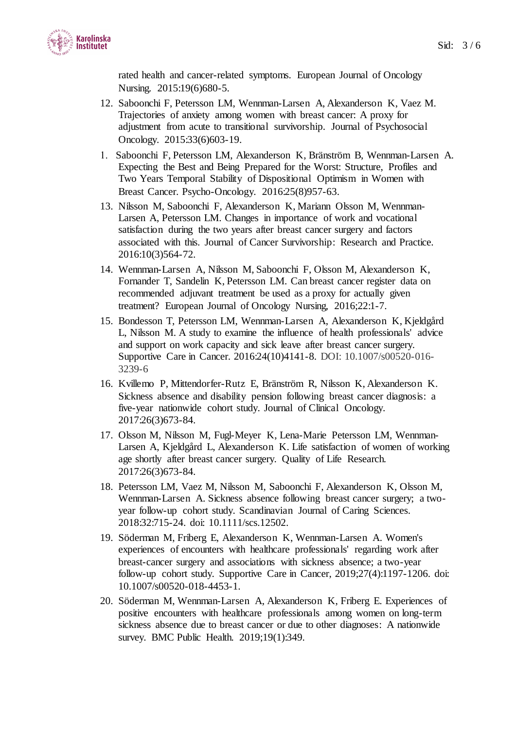rated health and cancer-related symptoms. European Journal of Oncology Nursing. 2015:19(6)680-5.

12. Saboonchi F, Petersson LM, Wennman-Larsen A, Alexanderson K, Vaez M. Trajectories of anxiety among women with breast cancer: A proxy for adjustment from acute to transitional survivorship. Journal of Psychosocial Oncology. 2015:33(6)603-19.

1. Saboonchi F, Petersson LM, Alexanderson K, Bränström B, Wennman-Larsen A. Expecting the Best and Being Prepared for the Worst: Structure, Profiles and Two Years Temporal Stability of Dispositional Optimism in Women with Breast Cancer. Psycho-Oncology. 2016:25(8)957-63.

13. Nilsson M, Saboonchi F, Alexanderson K, Mariann Olsson M, Wennman-Larsen A, Petersson LM. Changes in importance of work and vocational satisfaction during the two years after breast cancer surgery and factors associated with this. Journal of Cancer Survivorship: Research and Practice. 2016:10(3)564-72.

14. Wennman-Larsen A, Nilsson M, Saboonchi F, Olsson M, Alexanderson K, Fornander T, Sandelin K, Petersson LM. Can breast cancer register data on recommended adjuvant treatment be used as a proxy for actually given treatment? European Journal of Oncology Nursing, 2016;22:1-7.

15. Bondesson T, Petersson LM, Wennman-Larsen A, Alexanderson K, Kjeldgård L, Nilsson M. A study to examine the influence of health professionals' advice and support on work capacity and sick leave after breast cancer surgery. Supportive Care in Cancer. 2016:24(10)4141-8. DOI: 10.1007/s00520-016-3239-6

16. Kvillemo P, Mittendorfer-Rutz E, Bränström R, Nilsson K, Alexanderson K. Sickness absence and disability pension following breast cancer diagnosis: a five-year nationwide cohort study. Journal of Clinical Oncology. 2017:26(3)673-84.

17. Olsson M, Nilsson M, Fugl-Meyer K, Lena-Marie Petersson LM, Wennman-Larsen A, Kjeldgård L, Alexanderson K. Life satisfaction of women of working age shortly after breast cancer surgery. Quality of Life Research. 2017:26(3)673-84.

18. Petersson LM, Vaez M, Nilsson M, Saboonchi F, Alexanderson K, Olsson M, Wennman-Larsen A. Sickness absence following breast cancer surgery; a two-year follow-up cohort study. Scandinavian Journal of Caring Sciences. 2018:32:715-24. doi: 10.1111/scs.12502.

19. Söderman M, Friberg E, Alexanderson K, Wennman-Larsen A. Women's experiences of encounters with healthcare professionals' regarding work after breast-cancer surgery and associations with sickness absence; a two-year follow-up cohort study. Supportive Care in Cancer, 2019;27(4):1197-1206. doi: 10.1007/s00520-018-4453-1.

20. Söderman M, Wennman-Larsen A, Alexanderson K, Friberg E. Experiences of positive encounters with healthcare professionals among women on long-term sickness absence due to breast cancer or due to other diagnoses: A nationwide survey. BMC Public Health. 2019;19(1):349.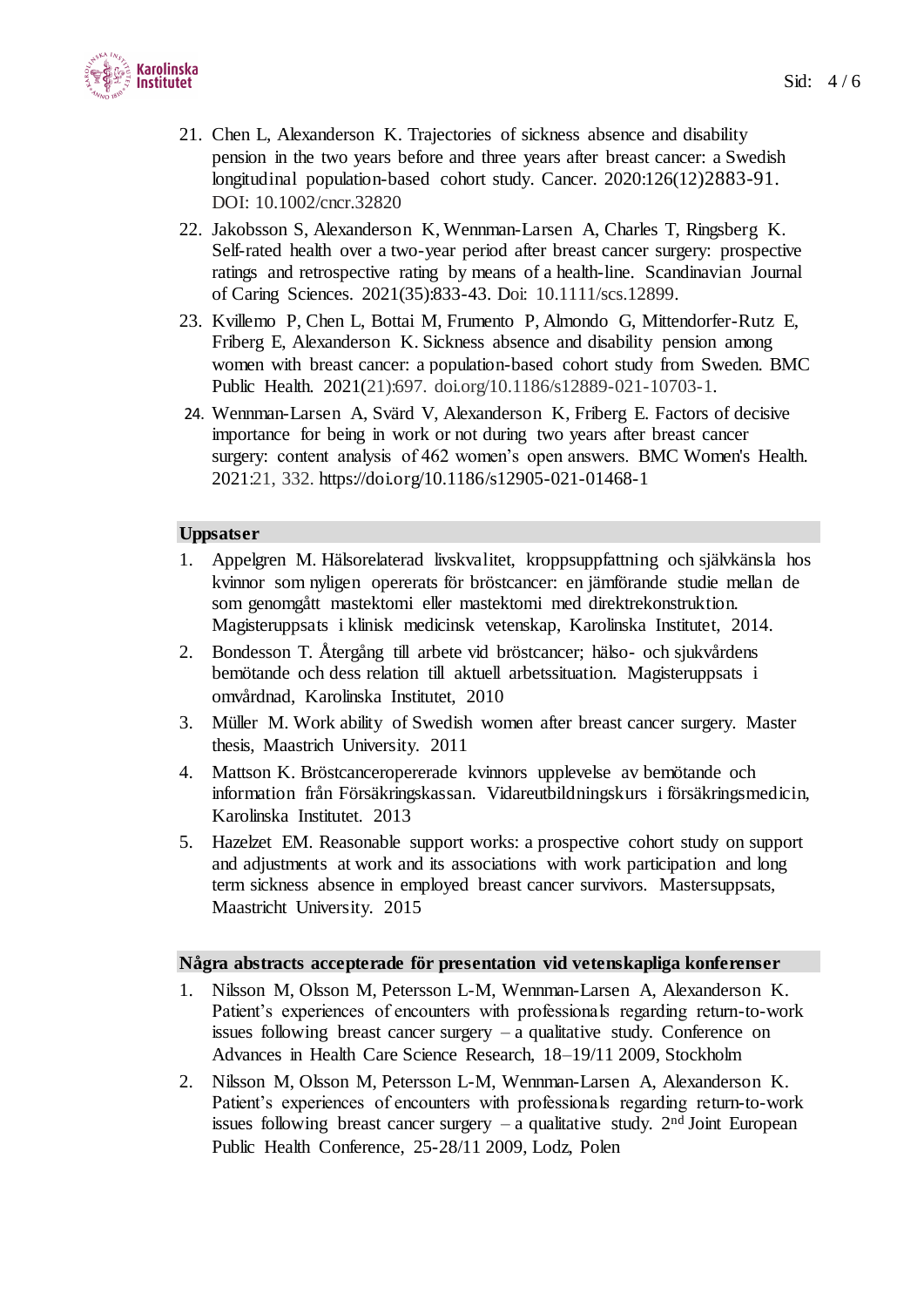21. Chen L, Alexanderson K. Trajectories of sickness absence and disability pension in the two years before and three years after breast cancer: a Swedish longitudinal population-based cohort study. Cancer. 2020:126(12)2883-91. DOI: 10.1002/cncr.32820
22. Jakobsson S, Alexanderson K, Wennman-Larsen A, Charles T, Ringsberg K. Self-rated health over a two-year period after breast cancer surgery: prospective ratings and retrospective rating by means of a health-line. Scandinavian Journal of Caring Sciences. 2021(35):833-43. Doi: 10.1111/scs.12899.
23. Kvillemo P, Chen L, Bottai M, Frumento P, Almondo G, Mittendorfer-Rutz E, Friberg E, Alexanderson K. Sickness absence and disability pension among women with breast cancer: a population-based cohort study from Sweden. BMC Public Health. 2021(21):697. doi.org/10.1186/s12889-021-10703-1.
24. Wennman-Larsen A, Svärd V, Alexanderson K, Friberg E. Factors of decisive importance for being in work or not during two years after breast cancer surgery: content analysis of 462 women's open answers. BMC Women's Health. 2021:21, 332. https://doi.org/10.1186/s12905-021-01468-1

## Uppsatser

1. Appelgren M. Hälsorelaterad livskvalitet, kroppsuppfattning och självkänsla hos kvinnor som nyligen opererats för bröstcancer: en jämförande studie mellan de som genomgått mastektomi eller mastektomi med direktrekonstruktion. Magisteruppsats i klinisk medicinsk vetenskap, Karolinska Institutet, 2014.
2. Bondesson T. Återgång till arbete vid bröstcancer; hälso- och sjukvårdens bemötande och dess relation till aktuell arbetssituation. Magisteruppsats i omvårdnad, Karolinska Institutet, 2010
3. Müller M. Work ability of Swedish women after breast cancer surgery. Master thesis, Maastrich University. 2011
4. Mattson K. Bröstcanceropererade kvinnors upplevelse av bemötande och information från Försäkringskassan. Vidareutbildningskurs i försäkringsmedicin, Karolinska Institutet. 2013
5. Hazelzet EM. Reasonable support works: a prospective cohort study on support and adjustments at work and its associations with work participation and long term sickness absence in employed breast cancer survivors. Mastersuppsats, Maastricht University. 2015

## Några abstracts accepterade för presentation vid vetenskapliga konferenser

1. Nilsson M, Olsson M, Petersson L-M, Wennman-Larsen A, Alexanderson K. Patient's experiences of encounters with professionals regarding return-to-work issues following breast cancer surgery – a qualitative study. Conference on Advances in Health Care Science Research, 18–19/11 2009, Stockholm
2. Nilsson M, Olsson M, Petersson L-M, Wennman-Larsen A, Alexanderson K. Patient's experiences of encounters with professionals regarding return-to-work issues following breast cancer surgery – a qualitative study. 2nd Joint European Public Health Conference, 25-28/11 2009, Lodz, Polen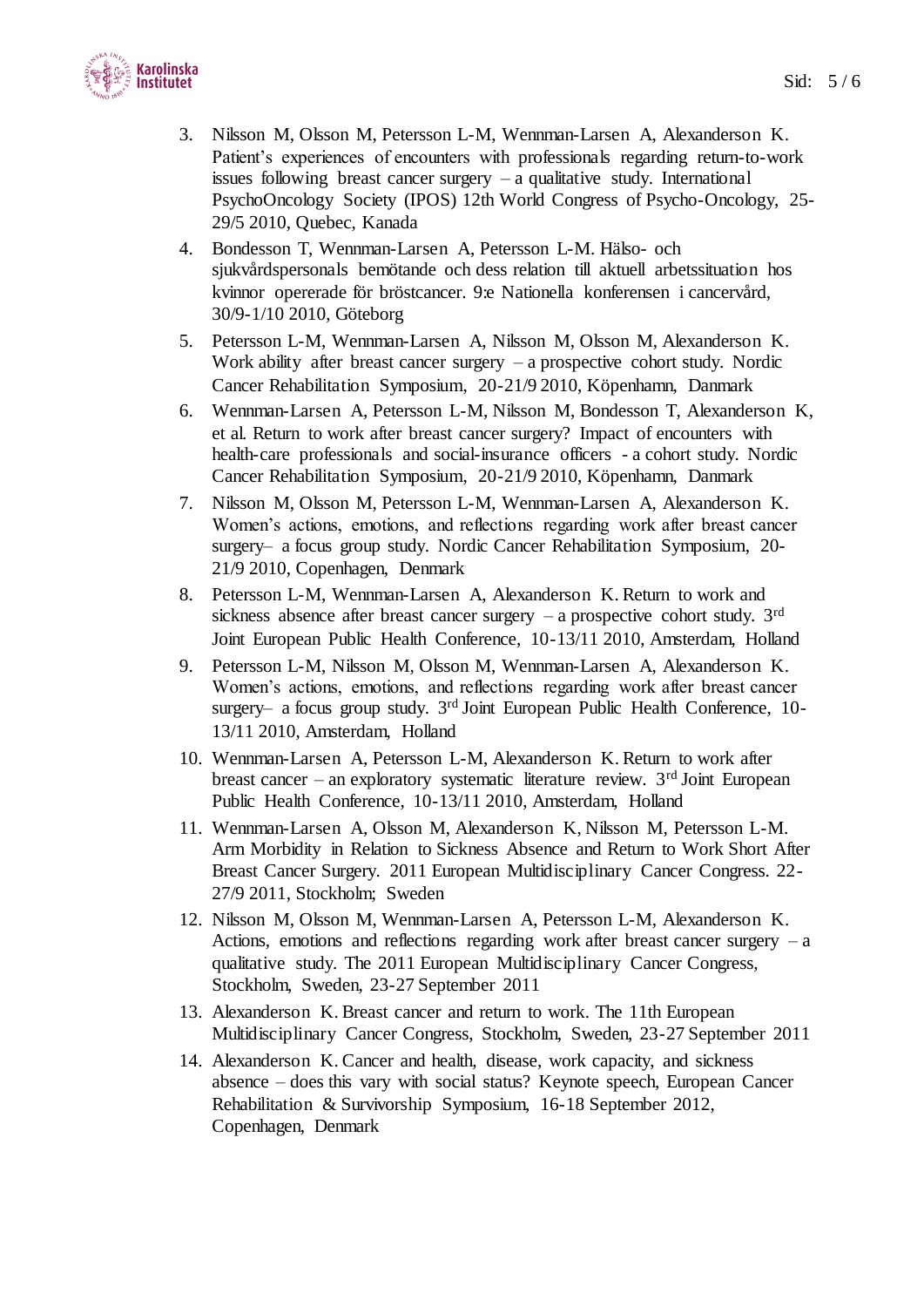3. Nilsson M, Olsson M, Petersson L-M, Wennman-Larsen A, Alexanderson K. Patient's experiences of encounters with professionals regarding return-to-work issues following breast cancer surgery – a qualitative study. International PsychoOncology Society (IPOS) 12th World Congress of Psycho-Oncology, 25-29/5 2010, Quebec, Kanada
4. Bondesson T, Wennman-Larsen A, Petersson L-M. Hälso- och sjukvårdspersonals bemötande och dess relation till aktuell arbetssituation hos kvinnor opererade för bröstcancer. 9:e Nationella konferensen i cancervård, 30/9-1/10 2010, Göteborg
5. Petersson L-M, Wennman-Larsen A, Nilsson M, Olsson M, Alexanderson K. Work ability after breast cancer surgery – a prospective cohort study. Nordic Cancer Rehabilitation Symposium, 20-21/9 2010, Köpenhamn, Danmark
6. Wennman-Larsen A, Petersson L-M, Nilsson M, Bondesson T, Alexanderson K, et al. Return to work after breast cancer surgery? Impact of encounters with health-care professionals and social-insurance officers - a cohort study. Nordic Cancer Rehabilitation Symposium, 20-21/9 2010, Köpenhamn, Danmark
7. Nilsson M, Olsson M, Petersson L-M, Wennman-Larsen A, Alexanderson K. Women's actions, emotions, and reflections regarding work after breast cancer surgery– a focus group study. Nordic Cancer Rehabilitation Symposium, 20-21/9 2010, Copenhagen, Denmark
8. Petersson L-M, Wennman-Larsen A, Alexanderson K. Return to work and sickness absence after breast cancer surgery – a prospective cohort study. 3rd Joint European Public Health Conference, 10-13/11 2010, Amsterdam, Holland
9. Petersson L-M, Nilsson M, Olsson M, Wennman-Larsen A, Alexanderson K. Women's actions, emotions, and reflections regarding work after breast cancer surgery– a focus group study. 3rd Joint European Public Health Conference, 10-13/11 2010, Amsterdam, Holland
10. Wennman-Larsen A, Petersson L-M, Alexanderson K. Return to work after breast cancer – an exploratory systematic literature review. 3rd Joint European Public Health Conference, 10-13/11 2010, Amsterdam, Holland
11. Wennman-Larsen A, Olsson M, Alexanderson K, Nilsson M, Petersson L-M. Arm Morbidity in Relation to Sickness Absence and Return to Work Short After Breast Cancer Surgery. 2011 European Multidisciplinary Cancer Congress. 22-27/9 2011, Stockholm; Sweden
12. Nilsson M, Olsson M, Wennman-Larsen A, Petersson L-M, Alexanderson K. Actions, emotions and reflections regarding work after breast cancer surgery – a qualitative study. The 2011 European Multidisciplinary Cancer Congress, Stockholm, Sweden, 23-27 September 2011
13. Alexanderson K. Breast cancer and return to work. The 11th European Multidisciplinary Cancer Congress, Stockholm, Sweden, 23-27 September 2011
14. Alexanderson K. Cancer and health, disease, work capacity, and sickness absence – does this vary with social status? Keynote speech, European Cancer Rehabilitation & Survivorship Symposium, 16-18 September 2012, Copenhagen, Denmark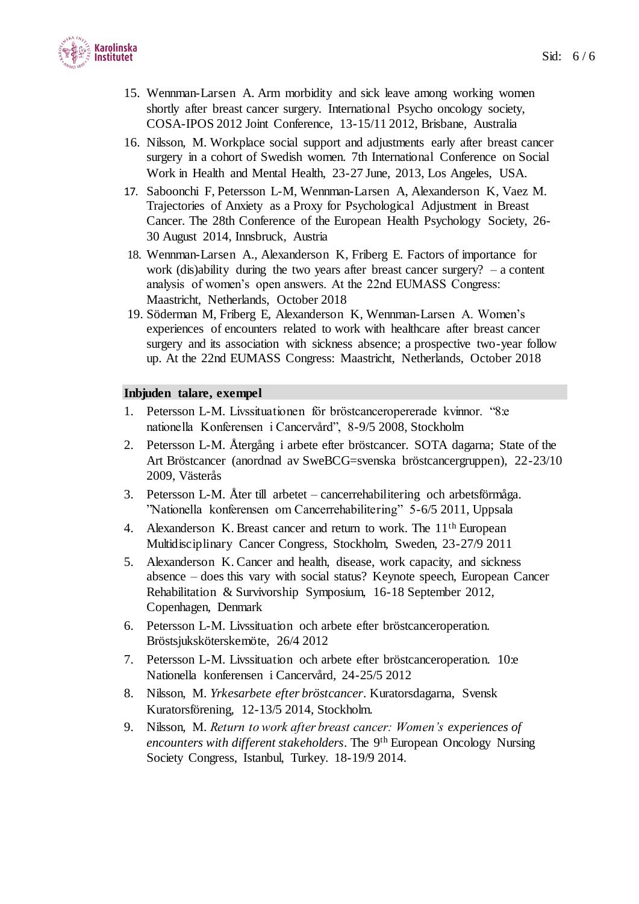15. Wennman-Larsen A. Arm morbidity and sick leave among working women shortly after breast cancer surgery. International Psycho oncology society, COSA-IPOS 2012 Joint Conference, 13-15/11 2012, Brisbane, Australia
16. Nilsson, M. Workplace social support and adjustments early after breast cancer surgery in a cohort of Swedish women. 7th International Conference on Social Work in Health and Mental Health, 23-27 June, 2013, Los Angeles, USA.
17. Saboonchi F, Petersson L-M, Wennman-Larsen A, Alexanderson K, Vaez M. Trajectories of Anxiety as a Proxy for Psychological Adjustment in Breast Cancer. The 28th Conference of the European Health Psychology Society, 26-30 August 2014, Innsbruck, Austria
18. Wennman-Larsen A., Alexanderson K, Friberg E. Factors of importance for work (dis)ability during the two years after breast cancer surgery? – a content analysis of women's open answers. At the 22nd EUMASS Congress: Maastricht, Netherlands, October 2018
19. Söderman M, Friberg E, Alexanderson K, Wennman-Larsen A. Women's experiences of encounters related to work with healthcare after breast cancer surgery and its association with sickness absence; a prospective two-year follow up. At the 22nd EUMASS Congress: Maastricht, Netherlands, October 2018

## Inbjuden talare, exempel

1. Petersson L-M. Livssituationen för bröstcanceropererade kvinnor. "8:e nationella Konferensen i Cancervård", 8-9/5 2008, Stockholm
2. Petersson L-M. Återgång i arbete efter bröstcancer. SOTA dagarna; State of the Art Bröstcancer (anordnad av SweBCG=svenska bröstcancergruppen), 22-23/10 2009, Västerås
3. Petersson L-M. Åter till arbetet – cancerrehabilitering och arbetsförmåga. "Nationella konferensen om Cancerrehabilitering" 5-6/5 2011, Uppsala
4. Alexanderson K. Breast cancer and return to work. The 11th European Multidisciplinary Cancer Congress, Stockholm, Sweden, 23-27/9 2011
5. Alexanderson K. Cancer and health, disease, work capacity, and sickness absence – does this vary with social status? Keynote speech, European Cancer Rehabilitation & Survivorship Symposium, 16-18 September 2012, Copenhagen, Denmark
6. Petersson L-M. Livssituation och arbete efter bröstcanceroperation. Bröstsjuksköterskemöte, 26/4 2012
7. Petersson L-M. Livssituation och arbete efter bröstcanceroperation. 10:e Nationella konferensen i Cancervård, 24-25/5 2012
8. Nilsson, M. *Yrkesarbete efter bröstcancer*. Kuratorsdagarna, Svensk Kuratorsförening, 12-13/5 2014, Stockholm.
9. Nilsson, M. *Return to work after breast cancer: Women's experiences of encounters with different stakeholders*. The 9th European Oncology Nursing Society Congress, Istanbul, Turkey. 18-19/9 2014.